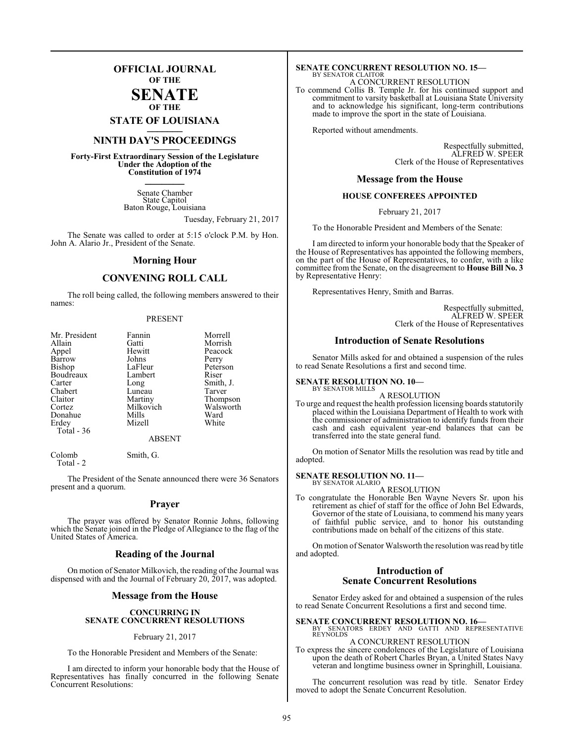# OFFICIAL JOURNAL
## OF THE
# SENATE
## OF THE
## STATE OF LOUISIANA

## NINTH DAY'S PROCEEDINGS

**Forty-First Extraordinary Session of the Legislature Under the Adoption of the Constitution of 1974**

Senate Chamber
State Capitol
Baton Rouge, Louisiana

Tuesday, February 21, 2017

The Senate was called to order at 5:15 o'clock P.M. by Hon. John A. Alario Jr., President of the Senate.

## Morning Hour

## CONVENING ROLL CALL

The roll being called, the following members answered to their names:

PRESENT

| | | |
|---|---|---|
| Mr. President | Fannin | Morrell |
| Allain | Gatti | Morrish |
| Appel | Hewitt | Peacock |
| Barrow | Johns | Perry |
| Bishop | LaFleur | Peterson |
| Boudreaux | Lambert | Riser |
| Carter | Long | Smith, J. |
| Chabert | Luneau | Tarver |
| Claitor | Martiny | Thompson |
| Cortez | Milkovich | Walsworth |
| Donahue | Mills | Ward |
| Erdey | Mizell | White |
| Total - 36 | | |

ABSENT

| | |
|---|---|
| Colomb | Smith, G. |
| Total - 2 | |

The President of the Senate announced there were 36 Senators present and a quorum.

## Prayer

The prayer was offered by Senator Ronnie Johns, following which the Senate joined in the Pledge of Allegiance to the flag of the United States of America.

## Reading of the Journal

On motion of Senator Milkovich, the reading of the Journal was dispensed with and the Journal of February 20, 2017, was adopted.

## Message from the House

**CONCURRING IN SENATE CONCURRENT RESOLUTIONS**

February 21, 2017

To the Honorable President and Members of the Senate:

I am directed to inform your honorable body that the House of Representatives has finally concurred in the following Senate Concurrent Resolutions:

**SENATE CONCURRENT RESOLUTION NO. 15—**
BY SENATOR CLAITOR
A CONCURRENT RESOLUTION

To commend Collis B. Temple Jr. for his continued support and commitment to varsity basketball at Louisiana State University and to acknowledge his significant, long-term contributions made to improve the sport in the state of Louisiana.

Reported without amendments.

Respectfully submitted,
ALFRED W. SPEER
Clerk of the House of Representatives

## Message from the House

**HOUSE CONFEREES APPOINTED**

February 21, 2017

To the Honorable President and Members of the Senate:

I am directed to inform your honorable body that the Speaker of the House of Representatives has appointed the following members, on the part of the House of Representatives, to confer, with a like committee from the Senate, on the disagreement to **House Bill No. 3** by Representative Henry:

Representatives Henry, Smith and Barras.

Respectfully submitted,
ALFRED W. SPEER
Clerk of the House of Representatives

## Introduction of Senate Resolutions

Senator Mills asked for and obtained a suspension of the rules to read Senate Resolutions a first and second time.

**SENATE RESOLUTION NO. 10—**
BY SENATOR MILLS
A RESOLUTION

To urge and request the health profession licensing boards statutorily placed within the Louisiana Department of Health to work with the commissioner of administration to identify funds from their cash and cash equivalent year-end balances that can be transferred into the state general fund.

On motion of Senator Mills the resolution was read by title and adopted.

**SENATE RESOLUTION NO. 11—**
BY SENATOR ALARIO
A RESOLUTION

To congratulate the Honorable Ben Wayne Nevers Sr. upon his retirement as chief of staff for the office of John Bel Edwards, Governor of the state of Louisiana, to commend his many years of faithful public service, and to honor his outstanding contributions made on behalf of the citizens of this state.

On motion of Senator Walsworth the resolution was read by title and adopted.

## Introduction of Senate Concurrent Resolutions

Senator Erdey asked for and obtained a suspension of the rules to read Senate Concurrent Resolutions a first and second time.

**SENATE CONCURRENT RESOLUTION NO. 16—**
BY SENATORS ERDEY AND GATTI AND REPRESENTATIVE REYNOLDS
A CONCURRENT RESOLUTION

To express the sincere condolences of the Legislature of Louisiana upon the death of Robert Charles Bryan, a United States Navy veteran and longtime business owner in Springhill, Louisiana.

The concurrent resolution was read by title. Senator Erdey moved to adopt the Senate Concurrent Resolution.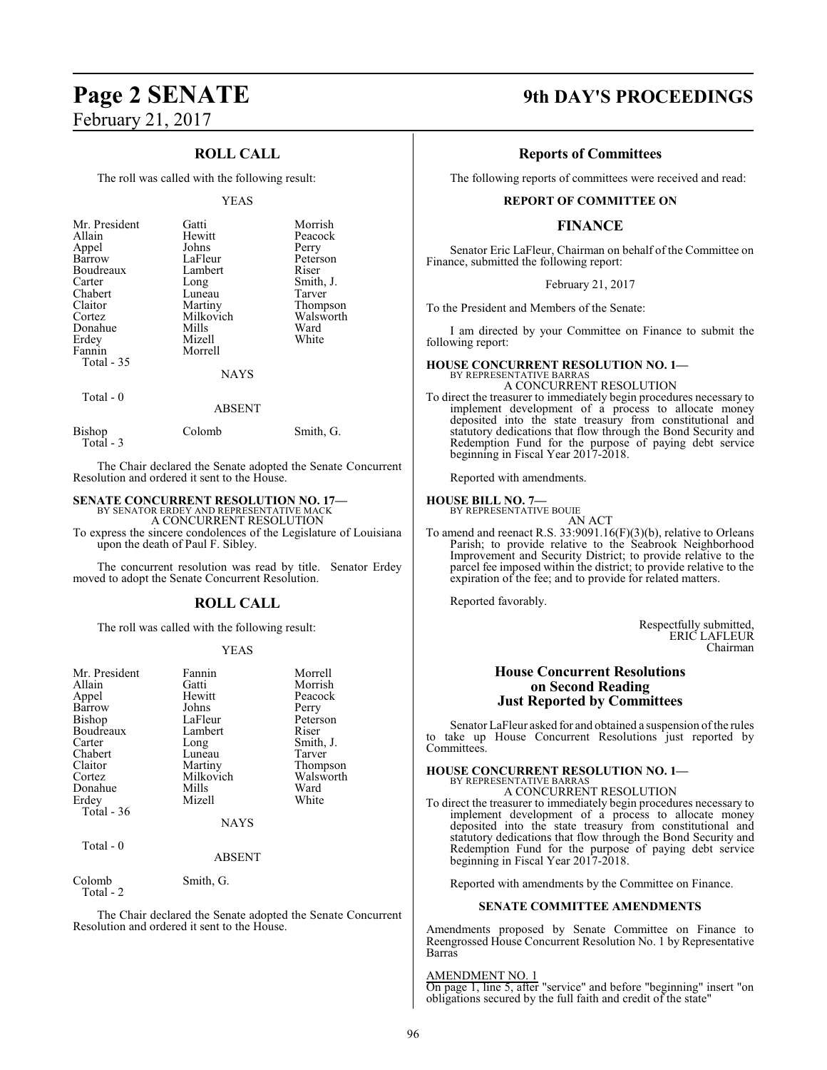## ROLL CALL

The roll was called with the following result:

YEAS

| | | |
|---|---|---|
| Mr. President | Gatti | Morrish |
| Allain | Hewitt | Peacock |
| Appel | Johns | Perry |
| Barrow | LaFleur | Peterson |
| Boudreaux | Lambert | Riser |
| Carter | Long | Smith, J. |
| Chabert | Luneau | Tarver |
| Claitor | Martiny | Thompson |
| Cortez | Milkovich | Walsworth |
| Donahue | Mills | Ward |
| Erdey | Mizell | White |
| Fannin | Morrell | |

Total - 35

NAYS

Total - 0

ABSENT

| | | |
|---|---|---|
| Bishop | Colomb | Smith, G. |

Total - 3

The Chair declared the Senate adopted the Senate Concurrent Resolution and ordered it sent to the House.

**SENATE CONCURRENT RESOLUTION NO. 17—**
BY SENATOR ERDEY AND REPRESENTATIVE MACK
A CONCURRENT RESOLUTION

To express the sincere condolences of the Legislature of Louisiana upon the death of Paul F. Sibley.

The concurrent resolution was read by title. Senator Erdey moved to adopt the Senate Concurrent Resolution.

## ROLL CALL

The roll was called with the following result:

YEAS

| | | |
|---|---|---|
| Mr. President | Fannin | Morrell |
| Allain | Gatti | Morrish |
| Appel | Hewitt | Peacock |
| Barrow | Johns | Perry |
| Bishop | LaFleur | Peterson |
| Boudreaux | Lambert | Riser |
| Carter | Long | Smith, J. |
| Chabert | Luneau | Tarver |
| Claitor | Martiny | Thompson |
| Cortez | Milkovich | Walsworth |
| Donahue | Mills | Ward |
| Erdey | Mizell | White |

Total - 36

NAYS

Total - 0

ABSENT

| | |
|---|---|
| Colomb | Smith, G. |

Total - 2

The Chair declared the Senate adopted the Senate Concurrent Resolution and ordered it sent to the House.

## Reports of Committees

The following reports of committees were received and read:

### REPORT OF COMMITTEE ON

### FINANCE

Senator Eric LaFleur, Chairman on behalf of the Committee on Finance, submitted the following report:

February 21, 2017

To the President and Members of the Senate:

I am directed by your Committee on Finance to submit the following report:

**HOUSE CONCURRENT RESOLUTION NO. 1—**
BY REPRESENTATIVE BARRAS
A CONCURRENT RESOLUTION

To direct the treasurer to immediately begin procedures necessary to implement development of a process to allocate money deposited into the state treasury from constitutional and statutory dedications that flow through the Bond Security and Redemption Fund for the purpose of paying debt service beginning in Fiscal Year 2017-2018.

Reported with amendments.

**HOUSE BILL NO. 7—**
BY REPRESENTATIVE BOUIE
AN ACT

To amend and reenact R.S. 33:9091.16(F)(3)(b), relative to Orleans Parish; to provide relative to the Seabrook Neighborhood Improvement and Security District; to provide relative to the parcel fee imposed within the district; to provide relative to the expiration of the fee; and to provide for related matters.

Reported favorably.

Respectfully submitted,
ERIC LAFLEUR
Chairman

## House Concurrent Resolutions on Second Reading Just Reported by Committees

Senator LaFleur asked for and obtained a suspension of the rules to take up House Concurrent Resolutions just reported by Committees.

**HOUSE CONCURRENT RESOLUTION NO. 1—**
BY REPRESENTATIVE BARRAS
A CONCURRENT RESOLUTION

To direct the treasurer to immediately begin procedures necessary to implement development of a process to allocate money deposited into the state treasury from constitutional and statutory dedications that flow through the Bond Security and Redemption Fund for the purpose of paying debt service beginning in Fiscal Year 2017-2018.

Reported with amendments by the Committee on Finance.

### SENATE COMMITTEE AMENDMENTS

Amendments proposed by Senate Committee on Finance to Reengrossed House Concurrent Resolution No. 1 by Representative Barras

AMENDMENT NO. 1
On page 1, line 5, after "service" and before "beginning" insert "on obligations secured by the full faith and credit of the state"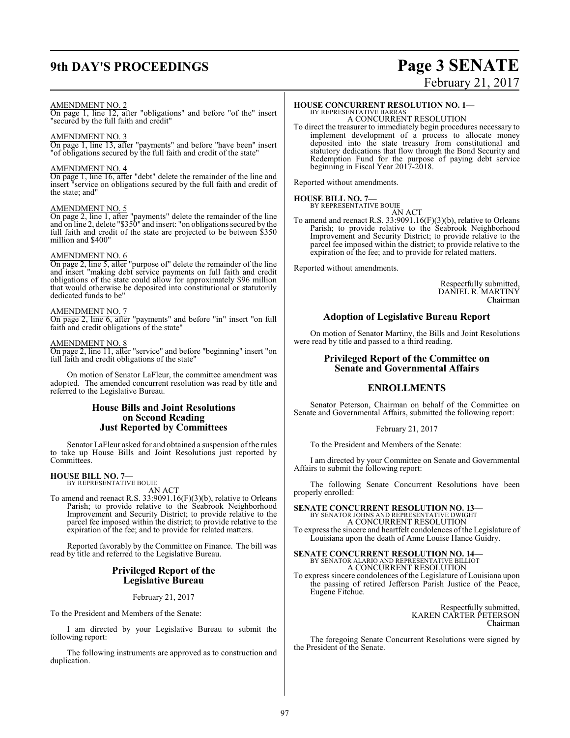AMENDMENT NO. 2

On page 1, line 12, after "obligations" and before "of the" insert "secured by the full faith and credit"

AMENDMENT NO. 3

On page 1, line 13, after "payments" and before "have been" insert "of obligations secured by the full faith and credit of the state"

AMENDMENT NO. 4

On page 1, line 16, after "debt" delete the remainder of the line and insert "service on obligations secured by the full faith and credit of the state; and"

AMENDMENT NO. 5

On page 2, line 1, after "payments" delete the remainder of the line and on line 2, delete "$350" and insert: "on obligations secured by the full faith and credit of the state are projected to be between $350 million and $400"

AMENDMENT NO. 6

On page 2, line 5, after "purpose of" delete the remainder of the line and insert "making debt service payments on full faith and credit obligations of the state could allow for approximately $96 million that would otherwise be deposited into constitutional or statutorily dedicated funds to be"

AMENDMENT NO. 7

On page 2, line 6, after "payments" and before "in" insert "on full faith and credit obligations of the state"

AMENDMENT NO. 8

On page 2, line 11, after "service" and before "beginning" insert "on full faith and credit obligations of the state"

On motion of Senator LaFleur, the committee amendment was adopted. The amended concurrent resolution was read by title and referred to the Legislative Bureau.

## House Bills and Joint Resolutions on Second Reading Just Reported by Committees

Senator LaFleur asked for and obtained a suspension of the rules to take up House Bills and Joint Resolutions just reported by Committees.

**HOUSE BILL NO. 7—**
BY REPRESENTATIVE BOUIE
AN ACT

To amend and reenact R.S. 33:9091.16(F)(3)(b), relative to Orleans Parish; to provide relative to the Seabrook Neighborhood Improvement and Security District; to provide relative to the parcel fee imposed within the district; to provide relative to the expiration of the fee; and to provide for related matters.

Reported favorably by the Committee on Finance. The bill was read by title and referred to the Legislative Bureau.

## Privileged Report of the Legislative Bureau

February 21, 2017

To the President and Members of the Senate:

I am directed by your Legislative Bureau to submit the following report:

The following instruments are approved as to construction and duplication.

**HOUSE CONCURRENT RESOLUTION NO. 1—**
BY REPRESENTATIVE BARRAS
A CONCURRENT RESOLUTION

To direct the treasurer to immediately begin procedures necessary to implement development of a process to allocate money deposited into the state treasury from constitutional and statutory dedications that flow through the Bond Security and Redemption Fund for the purpose of paying debt service beginning in Fiscal Year 2017-2018.

Reported without amendments.

**HOUSE BILL NO. 7—**
BY REPRESENTATIVE BOUIE
AN ACT

To amend and reenact R.S. 33:9091.16(F)(3)(b), relative to Orleans Parish; to provide relative to the Seabrook Neighborhood Improvement and Security District; to provide relative to the parcel fee imposed within the district; to provide relative to the expiration of the fee; and to provide for related matters.

Reported without amendments.

Respectfully submitted,
DANIEL R. MARTINY
Chairman

## Adoption of Legislative Bureau Report

On motion of Senator Martiny, the Bills and Joint Resolutions were read by title and passed to a third reading.

## Privileged Report of the Committee on Senate and Governmental Affairs

## ENROLLMENTS

Senator Peterson, Chairman on behalf of the Committee on Senate and Governmental Affairs, submitted the following report:

February 21, 2017

To the President and Members of the Senate:

I am directed by your Committee on Senate and Governmental Affairs to submit the following report:

The following Senate Concurrent Resolutions have been properly enrolled:

**SENATE CONCURRENT RESOLUTION NO. 13—**
BY SENATOR JOHNS AND REPRESENTATIVE DWIGHT
A CONCURRENT RESOLUTION

To express the sincere and heartfelt condolences of the Legislature of Louisiana upon the death of Anne Louise Hance Guidry.

**SENATE CONCURRENT RESOLUTION NO. 14—**
BY SENATOR ALARIO AND REPRESENTATIVE BILLIOT
A CONCURRENT RESOLUTION

To express sincere condolences of the Legislature of Louisiana upon the passing of retired Jefferson Parish Justice of the Peace, Eugene Fitchue.

Respectfully submitted,
KAREN CARTER PETERSON
Chairman

The foregoing Senate Concurrent Resolutions were signed by the President of the Senate.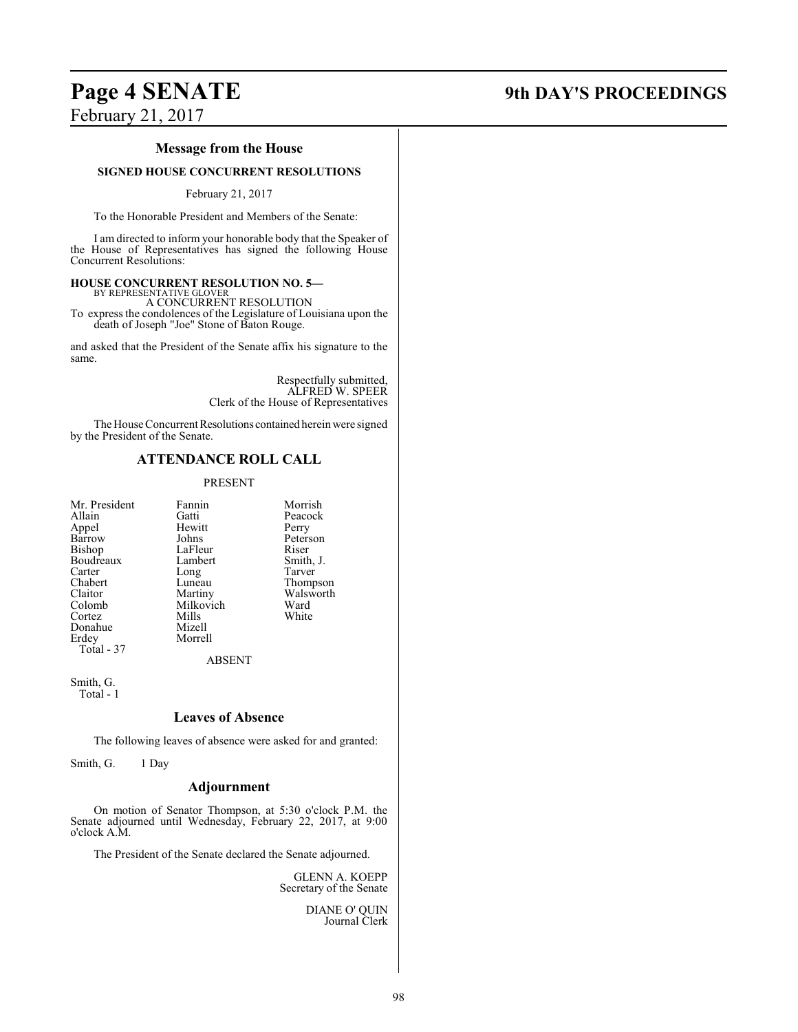## Message from the House

### SIGNED HOUSE CONCURRENT RESOLUTIONS

February 21, 2017

To the Honorable President and Members of the Senate:

I am directed to inform your honorable body that the Speaker of the House of Representatives has signed the following House Concurrent Resolutions:

**HOUSE CONCURRENT RESOLUTION NO. 5—**
BY REPRESENTATIVE GLOVER
A CONCURRENT RESOLUTION
To express the condolences of the Legislature of Louisiana upon the death of Joseph "Joe" Stone of Baton Rouge.

and asked that the President of the Senate affix his signature to the same.

Respectfully submitted,
ALFRED W. SPEER
Clerk of the House of Representatives

The House Concurrent Resolutions contained herein were signed by the President of the Senate.

## ATTENDANCE ROLL CALL

PRESENT

| | | |
|---|---|---|
| Mr. President | Fannin | Morrish |
| Allain | Gatti | Peacock |
| Appel | Hewitt | Perry |
| Barrow | Johns | Peterson |
| Bishop | LaFleur | Riser |
| Boudreaux | Lambert | Smith, J. |
| Carter | Long | Tarver |
| Chabert | Luneau | Thompson |
| Claitor | Martiny | Walsworth |
| Colomb | Milkovich | Ward |
| Cortez | Mills | White |
| Donahue | Mizell | |
| Erdey | Morrell | |

Total - 37

ABSENT

Smith, G.
Total - 1

## Leaves of Absence

The following leaves of absence were asked for and granted:

Smith, G. 1 Day

## Adjournment

On motion of Senator Thompson, at 5:30 o'clock P.M. the Senate adjourned until Wednesday, February 22, 2017, at 9:00 o'clock A.M.

The President of the Senate declared the Senate adjourned.

GLENN A. KOEPP
Secretary of the Senate

DIANE O' QUIN
Journal Clerk